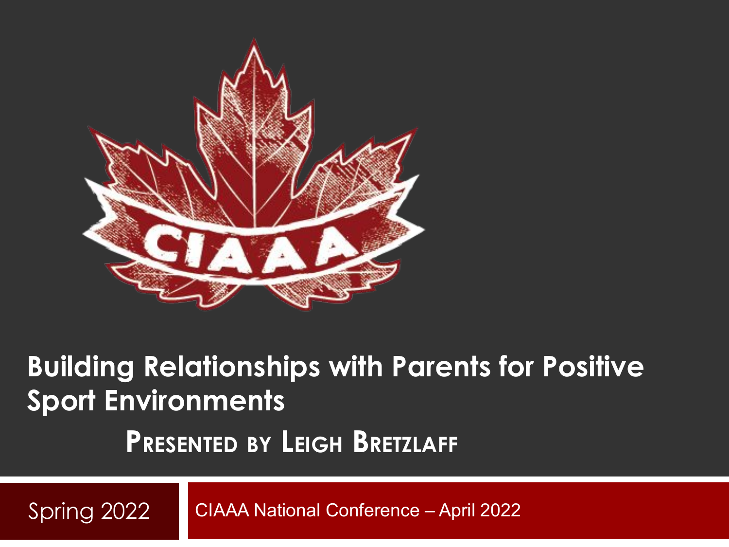CIAAA

# Building Relationships with Parents for Positive Sport Environments

## Presented by Leigh Bretzlaff

Spring 2022

CIAAA National Conference – April 2022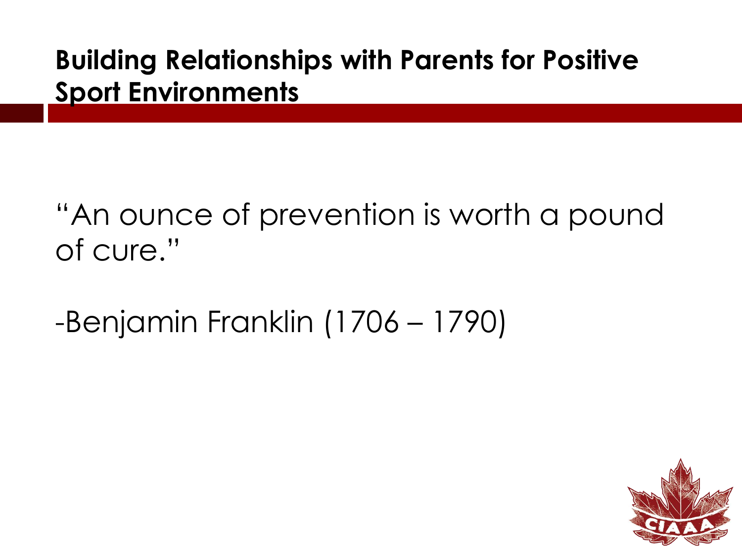## Building Relationships with Parents for Positive Sport Environments

"An ounce of prevention is worth a pound of cure."

-Benjamin Franklin (1706 – 1790)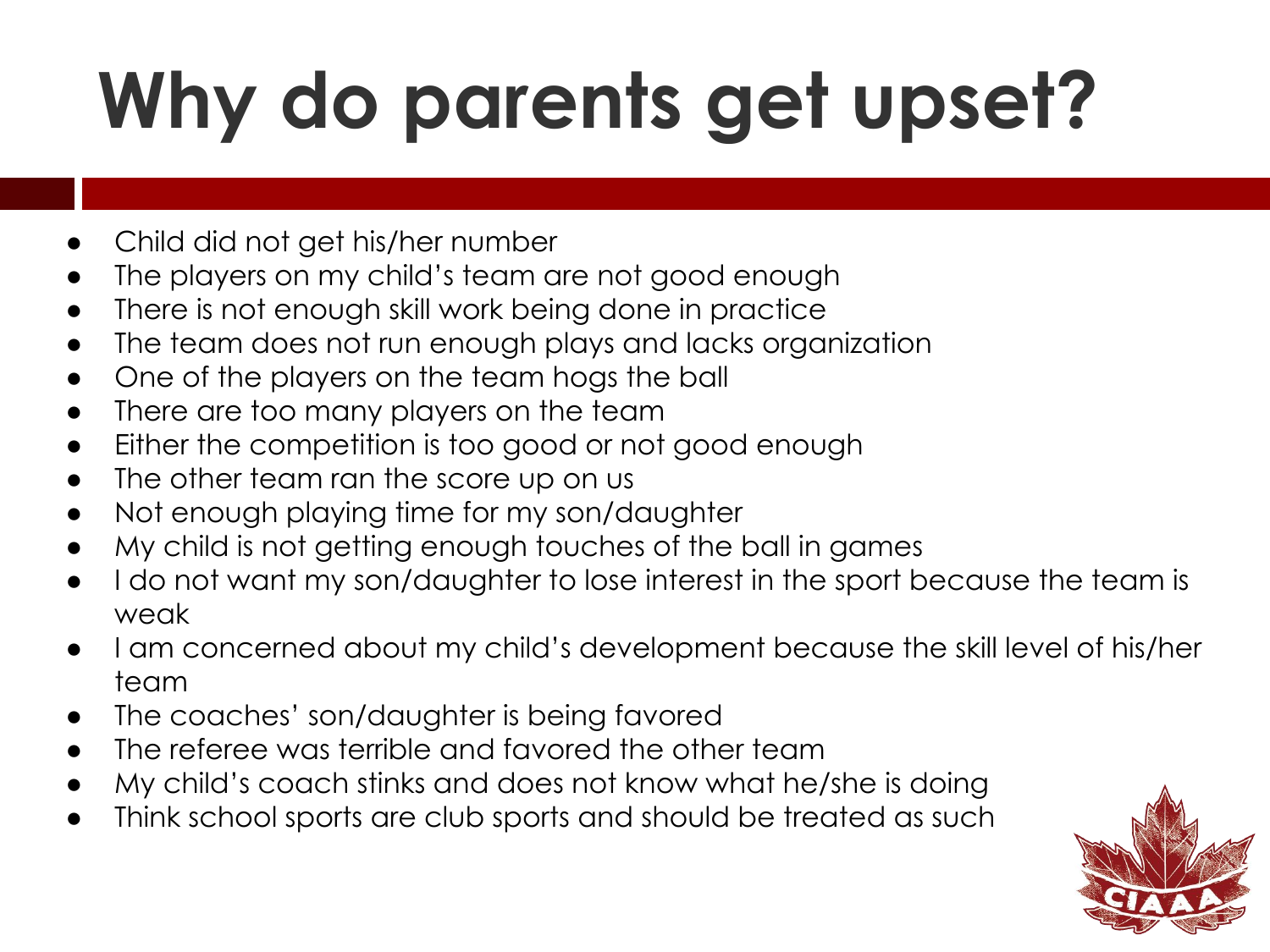# Why do parents get upset?

- Child did not get his/her number
- The players on my child's team are not good enough
- There is not enough skill work being done in practice
- The team does not run enough plays and lacks organization
- One of the players on the team hogs the ball
- There are too many players on the team
- Either the competition is too good or not good enough
- The other team ran the score up on us
- Not enough playing time for my son/daughter
- My child is not getting enough touches of the ball in games
- I do not want my son/daughter to lose interest in the sport because the team is weak
- I am concerned about my child's development because the skill level of his/her team
- The coaches' son/daughter is being favored
- The referee was terrible and favored the other team
- My child's coach stinks and does not know what he/she is doing
- Think school sports are club sports and should be treated as such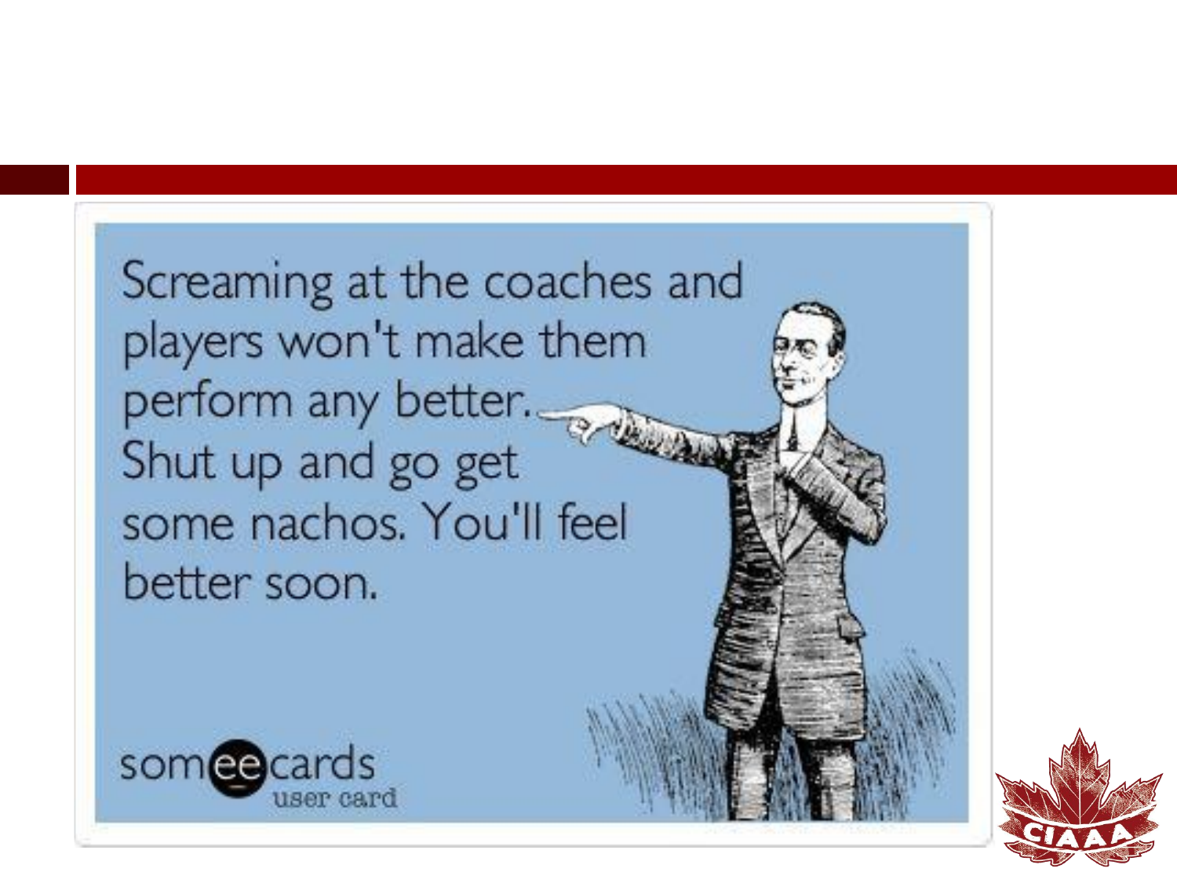Screaming at the coaches and players won't make them perform any better. Shut up and go get some nachos. You'll feel better soon.

someecards
user card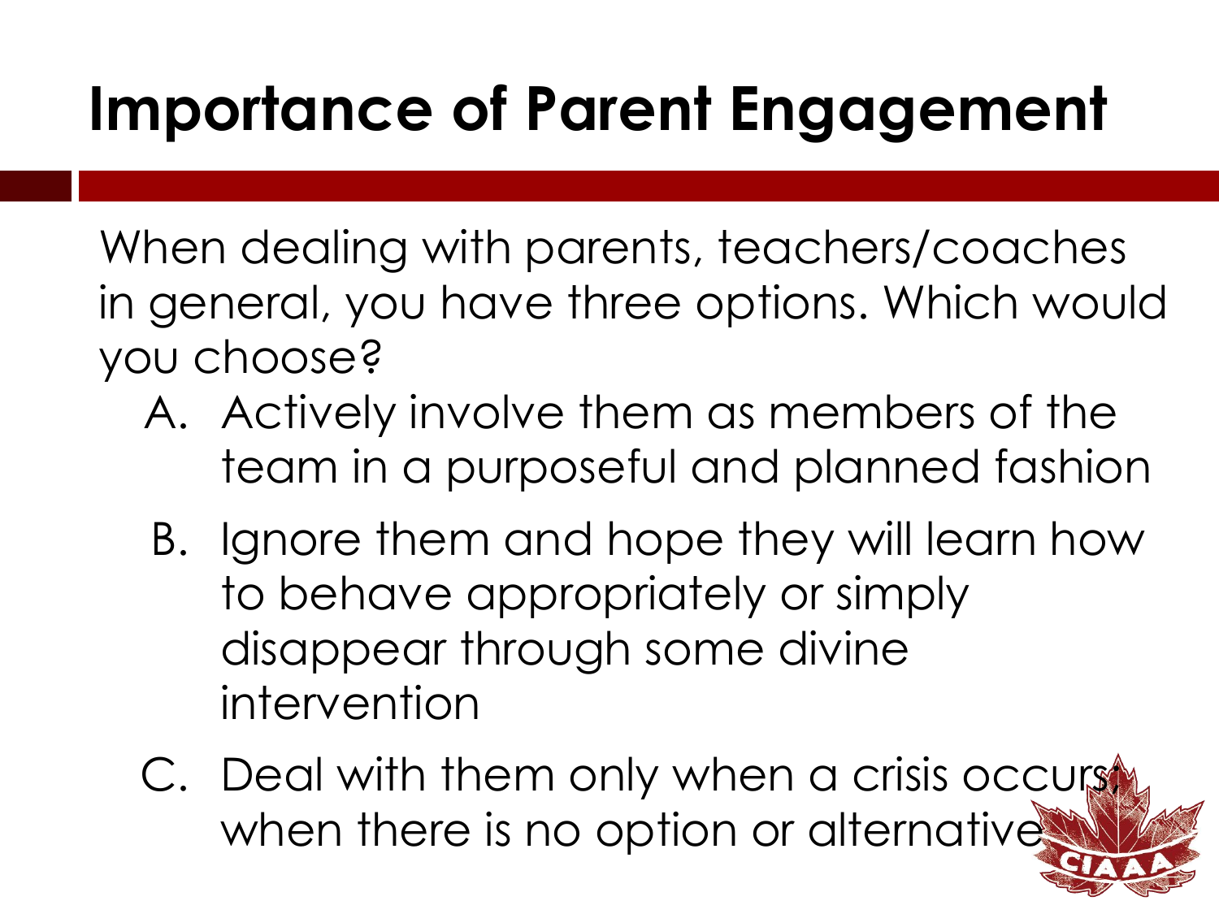# Importance of Parent Engagement

When dealing with parents, teachers/coaches in general, you have three options. Which would you choose?

A. Actively involve them as members of the team in a purposeful and planned fashion

B. Ignore them and hope they will learn how to behave appropriately or simply disappear through some divine intervention

C. Deal with them only when a crisis occurs; when there is no option or alternative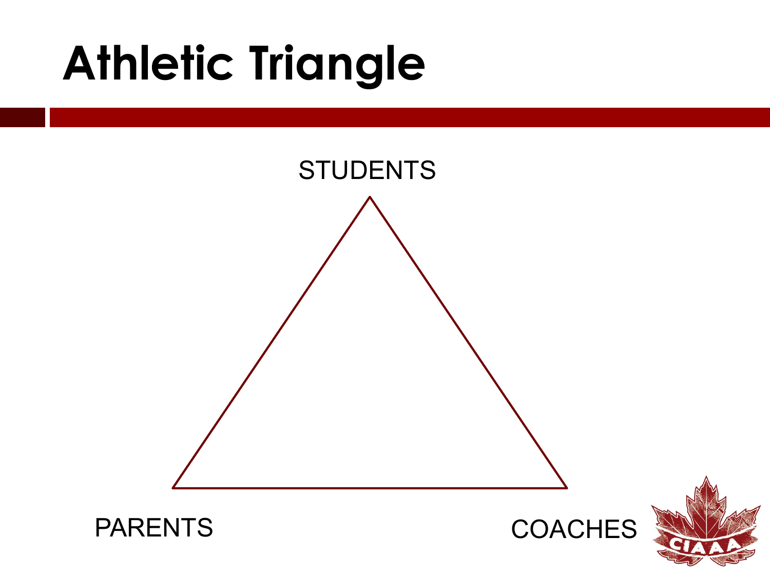# Athletic Triangle

STUDENTS

PARENTS

COACHES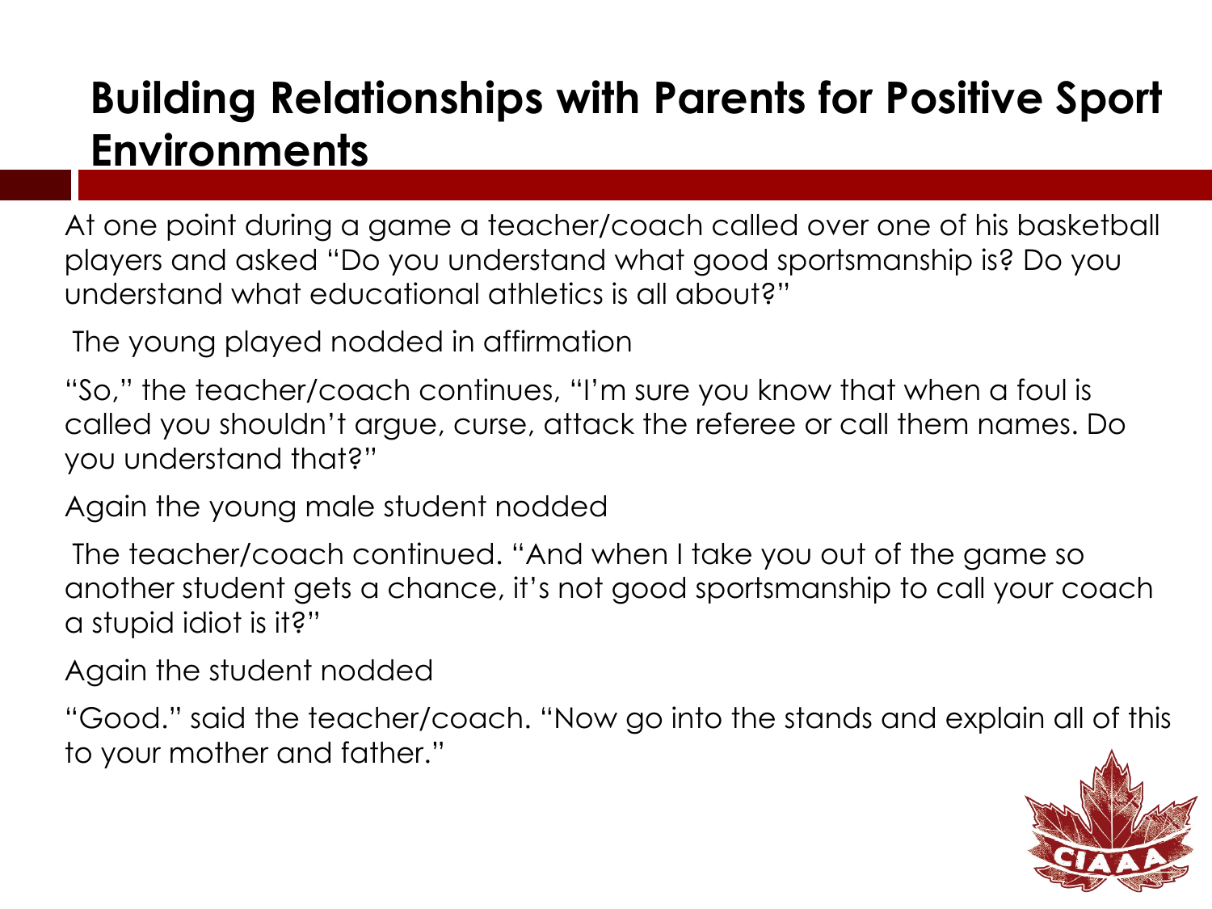# Building Relationships with Parents for Positive Sport Environments

At one point during a game a teacher/coach called over one of his basketball players and asked "Do you understand what good sportsmanship is? Do you understand what educational athletics is all about?"

The young played nodded in affirmation

"So," the teacher/coach continues, "I'm sure you know that when a foul is called you shouldn't argue, curse, attack the referee or call them names. Do you understand that?"

Again the young male student nodded

The teacher/coach continued. "And when I take you out of the game so another student gets a chance, it's not good sportsmanship to call your coach a stupid idiot is it?"

Again the student nodded

"Good." said the teacher/coach. "Now go into the stands and explain all of this to your mother and father."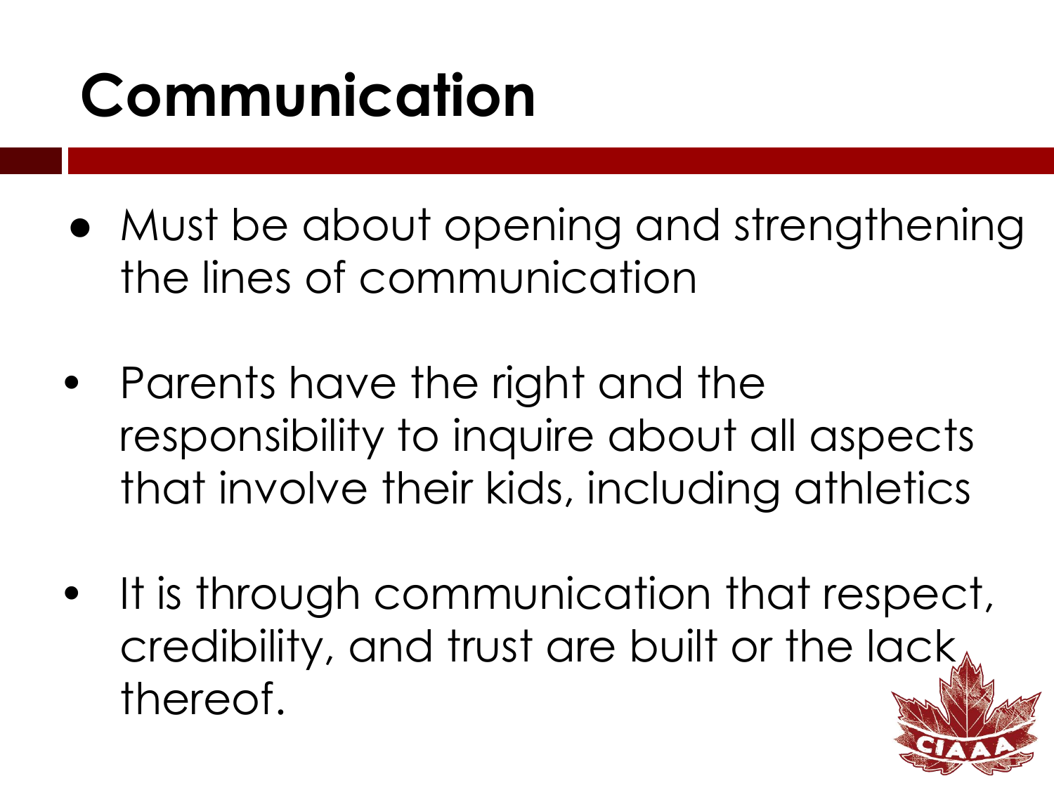# Communication

- Must be about opening and strengthening the lines of communication
- Parents have the right and the responsibility to inquire about all aspects that involve their kids, including athletics
- It is through communication that respect, credibility, and trust are built or the lack thereof.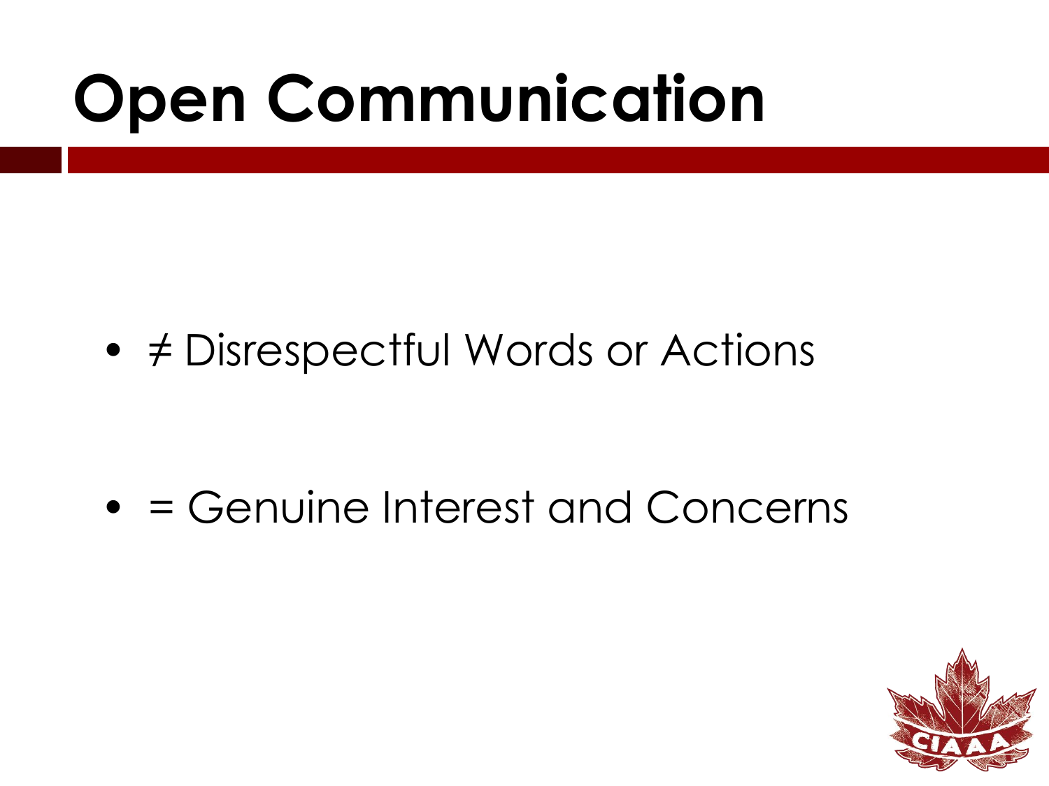# Open Communication

- ≠ Disrespectful Words or Actions

- = Genuine Interest and Concerns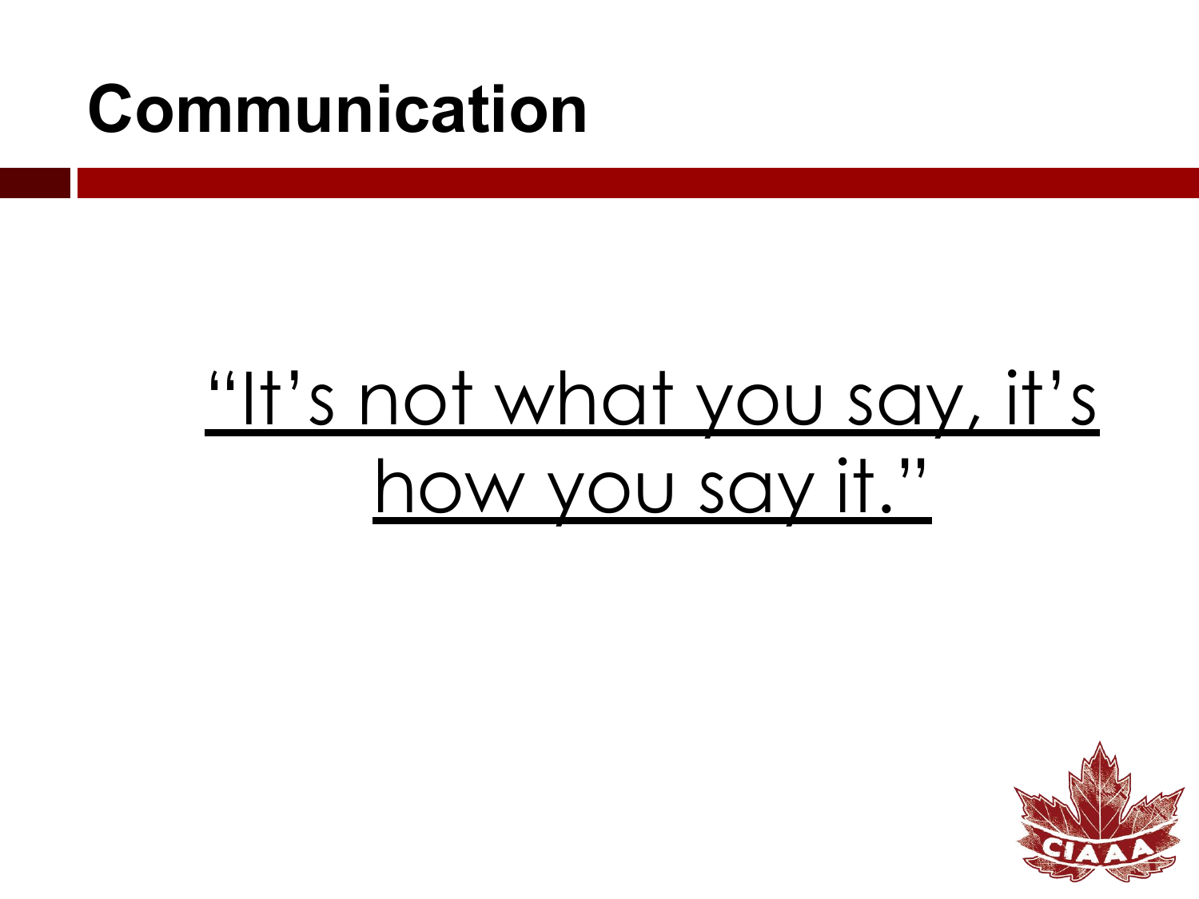# Communication

“It’s not what you say, it’s how you say it.”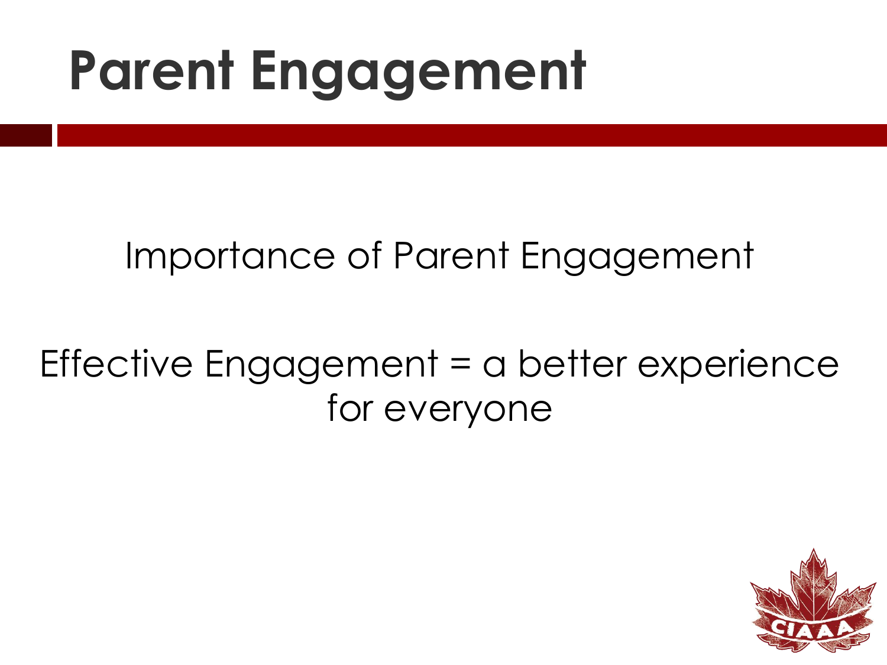# Parent Engagement

Importance of Parent Engagement

Effective Engagement = a better experience for everyone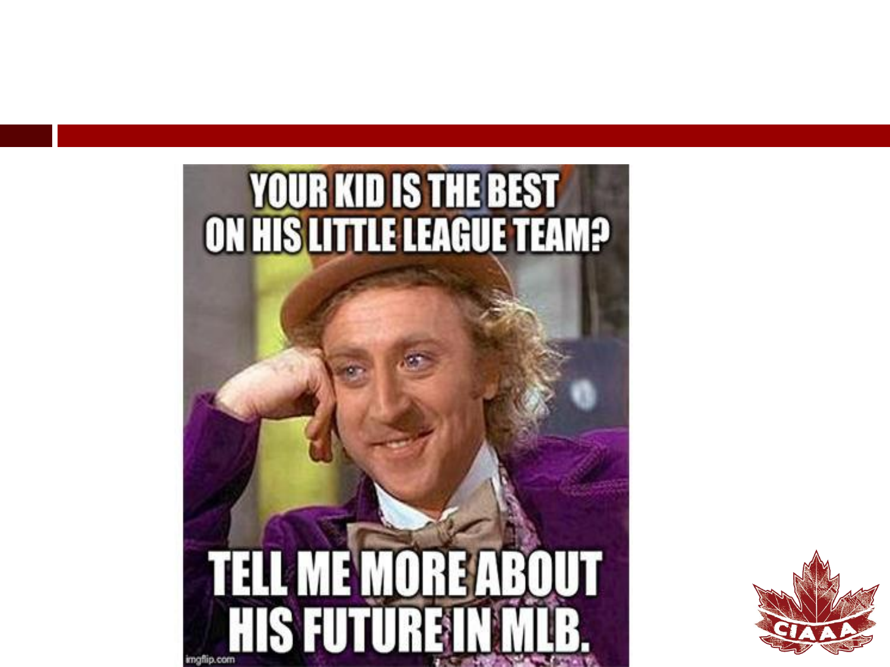YOUR KID IS THE BEST ON HIS LITTLE LEAGUE TEAM?

TELL ME MORE ABOUT HIS FUTURE IN MLB.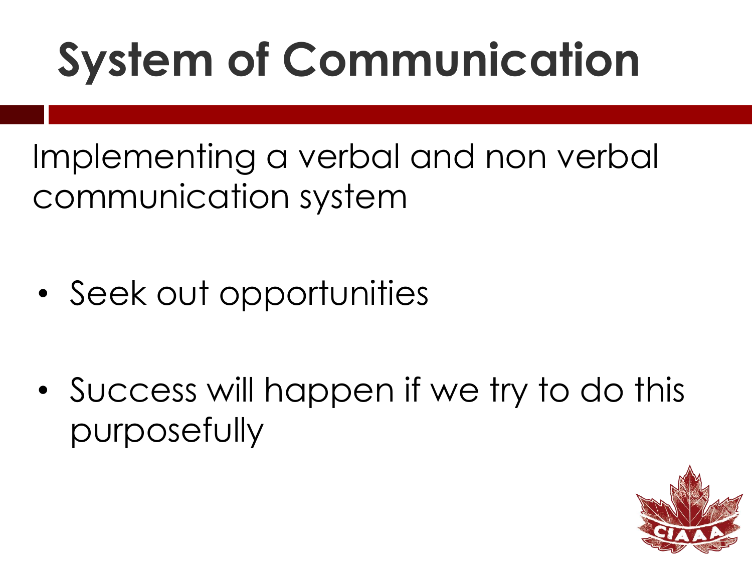# System of Communication

Implementing a verbal and non verbal communication system

- Seek out opportunities

- Success will happen if we try to do this purposefully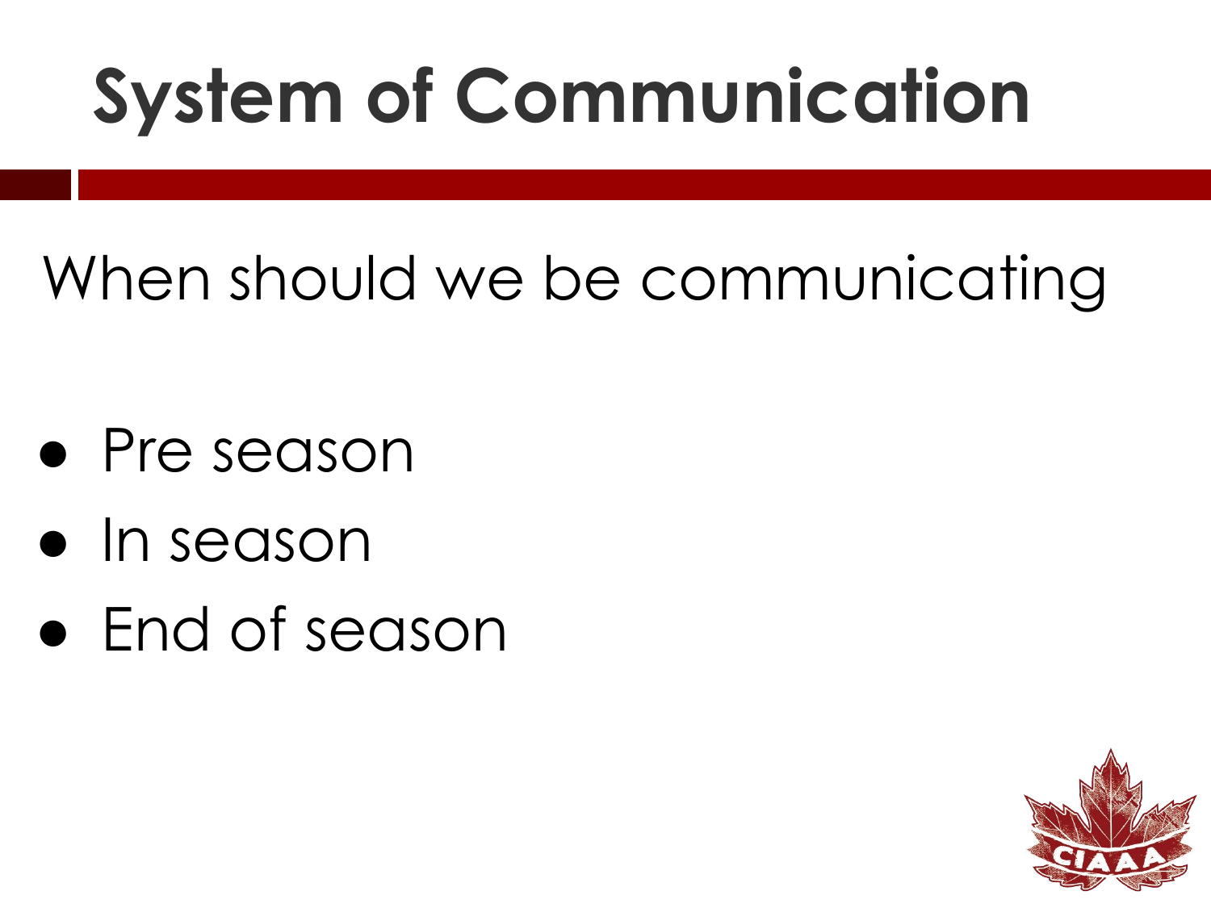# System of Communication

When should we be communicating

- Pre season
- In season
- End of season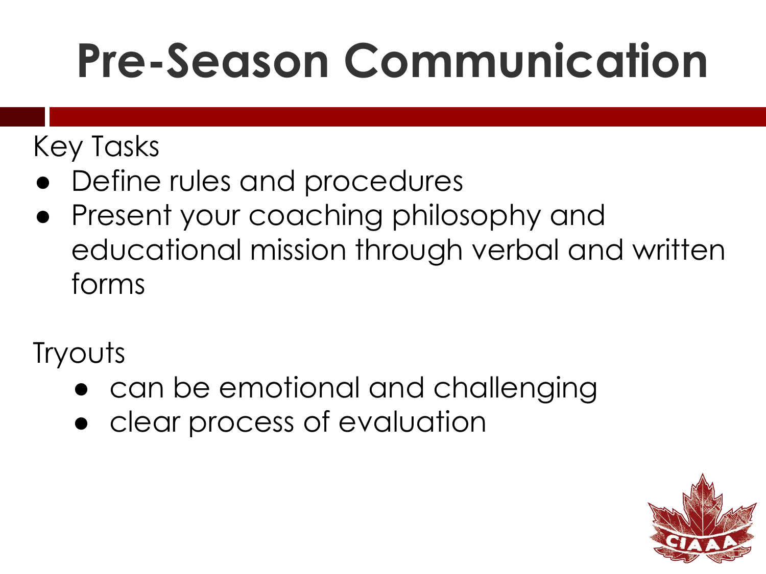# Pre-Season Communication

Key Tasks

- Define rules and procedures
- Present your coaching philosophy and educational mission through verbal and written forms

Tryouts

- can be emotional and challenging
- clear process of evaluation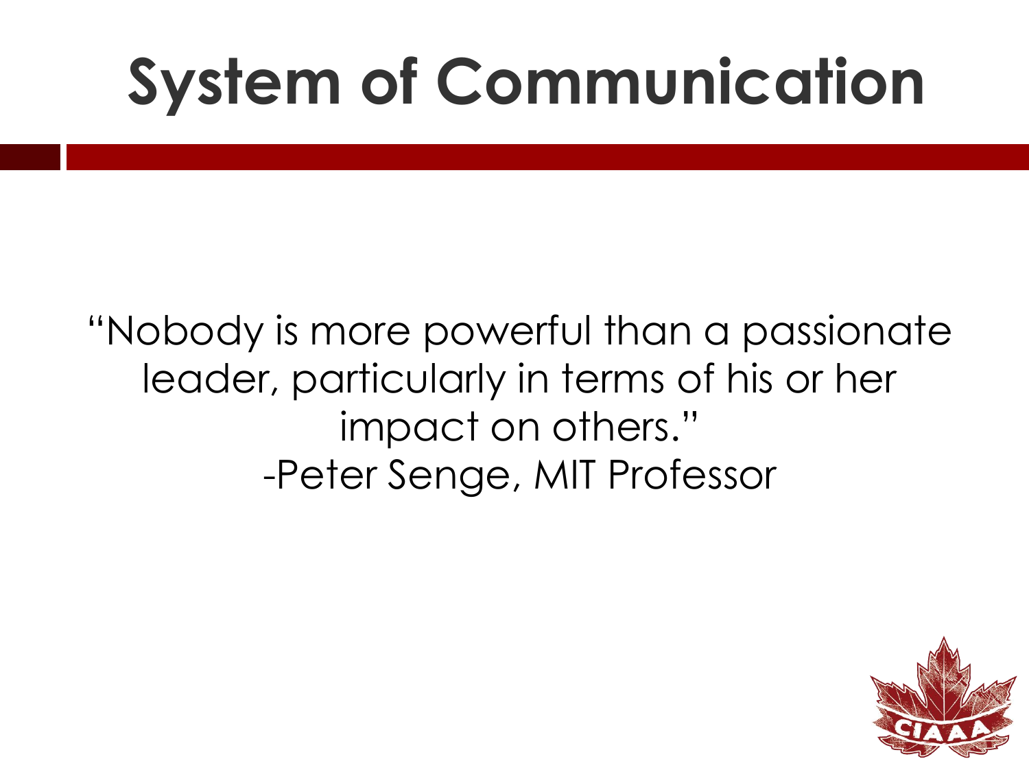# System of Communication

"Nobody is more powerful than a passionate leader, particularly in terms of his or her impact on others."
-Peter Senge, MIT Professor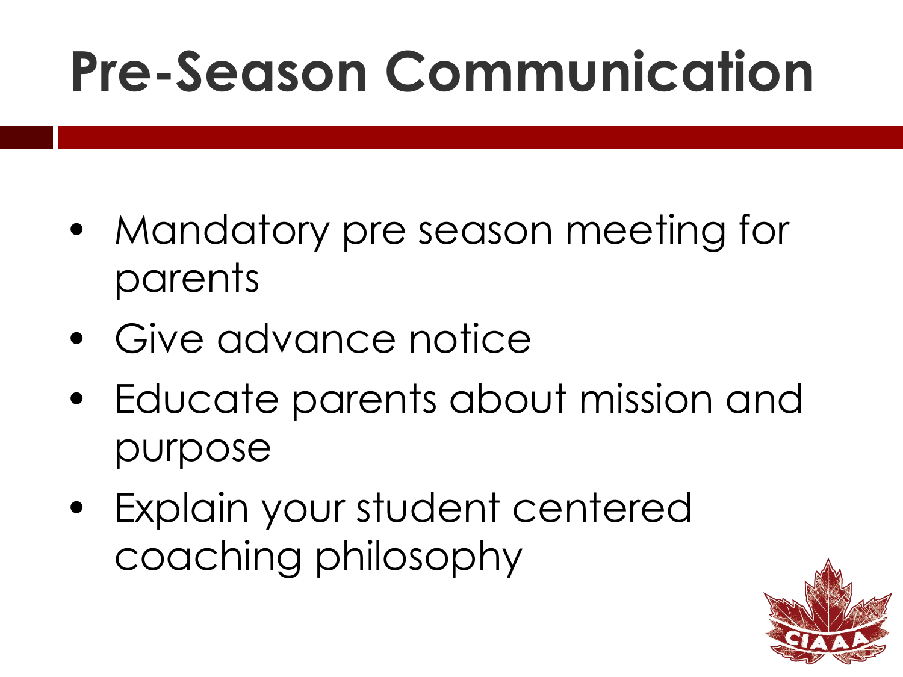# Pre-Season Communication

- Mandatory pre season meeting for parents
- Give advance notice
- Educate parents about mission and purpose
- Explain your student centered coaching philosophy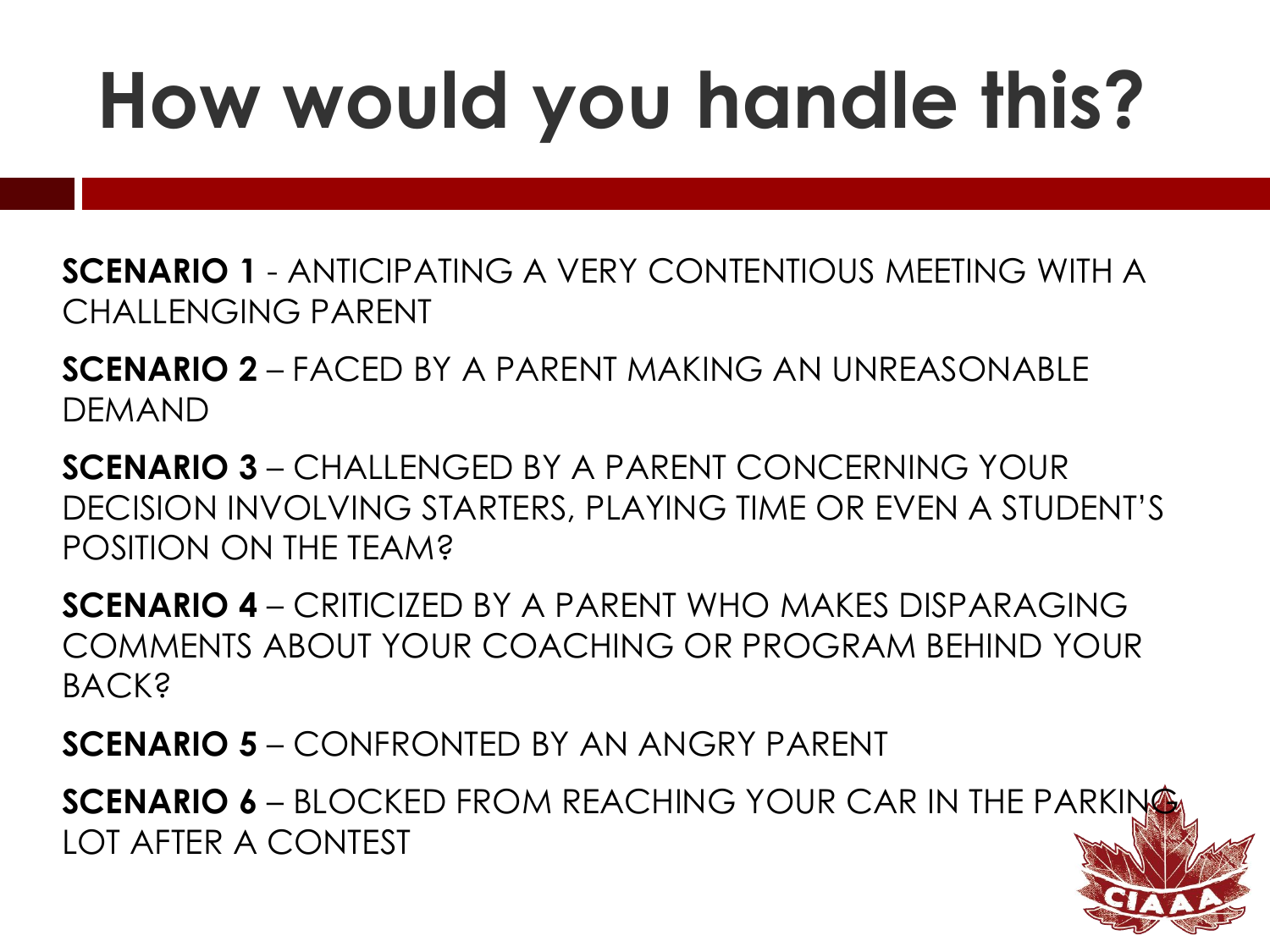# How would you handle this?

**SCENARIO 1** - ANTICIPATING A VERY CONTENTIOUS MEETING WITH A CHALLENGING PARENT

**SCENARIO 2** – FACED BY A PARENT MAKING AN UNREASONABLE DEMAND

**SCENARIO 3** – CHALLENGED BY A PARENT CONCERNING YOUR DECISION INVOLVING STARTERS, PLAYING TIME OR EVEN A STUDENT'S POSITION ON THE TEAM?

**SCENARIO 4** – CRITICIZED BY A PARENT WHO MAKES DISPARAGING COMMENTS ABOUT YOUR COACHING OR PROGRAM BEHIND YOUR BACK?

**SCENARIO 5** – CONFRONTED BY AN ANGRY PARENT

**SCENARIO 6** – BLOCKED FROM REACHING YOUR CAR IN THE PARKING LOT AFTER A CONTEST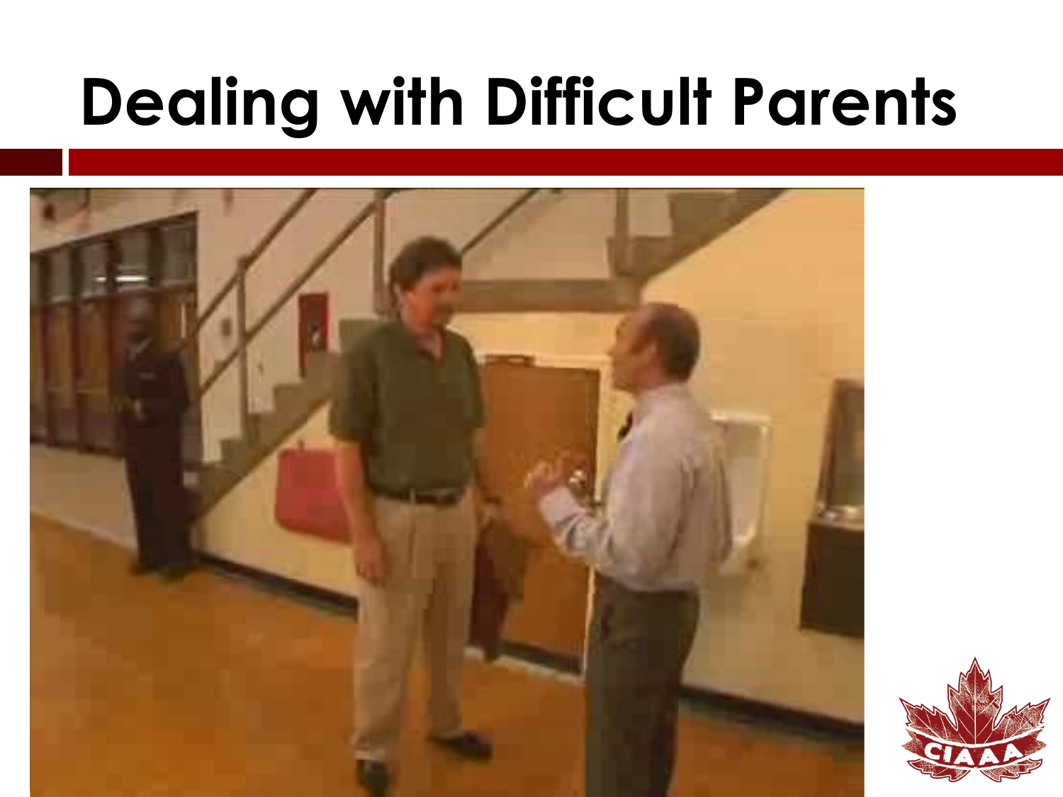# Dealing with Difficult Parents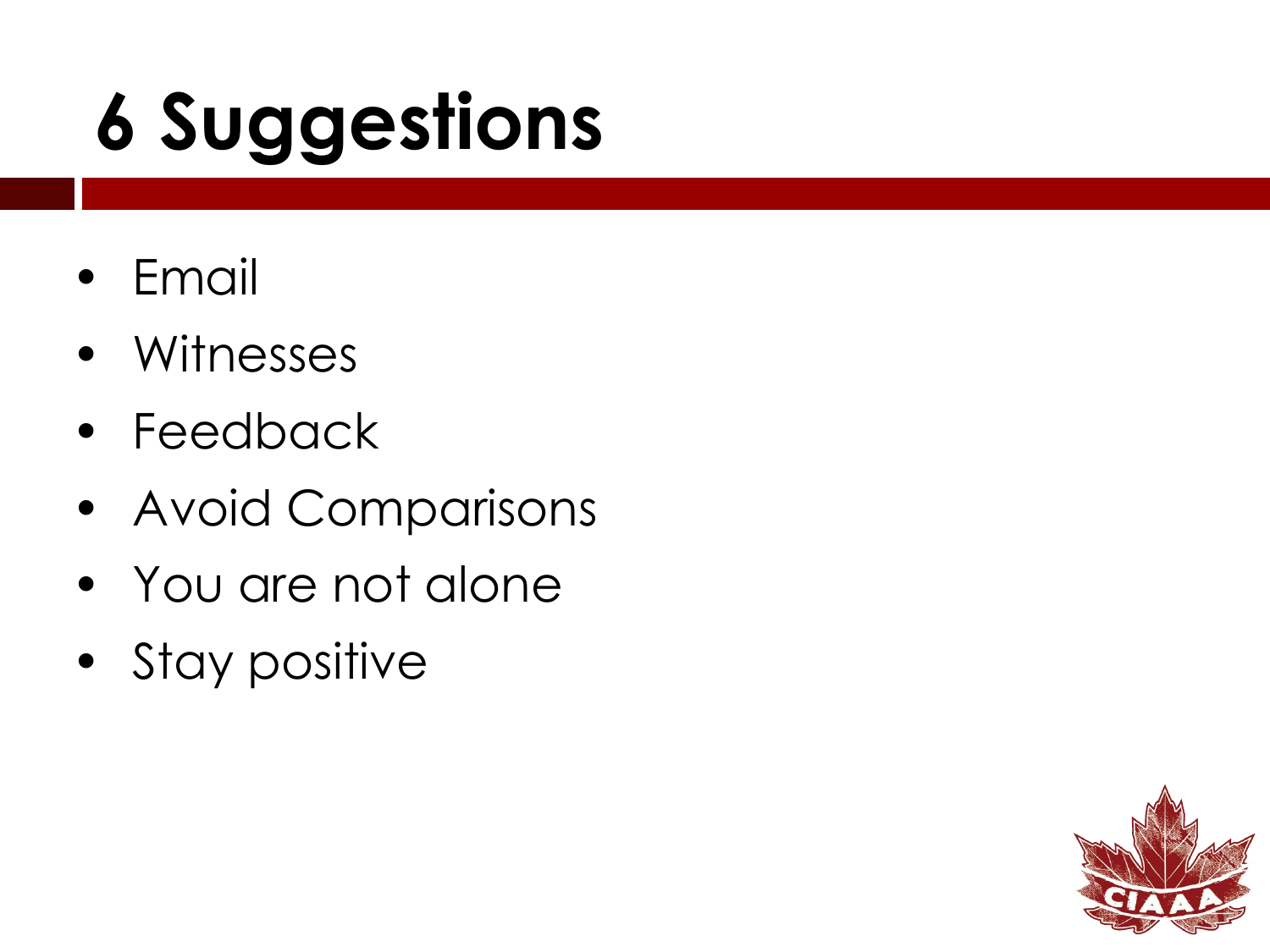# 6 Suggestions

- Email
- Witnesses
- Feedback
- Avoid Comparisons
- You are not alone
- Stay positive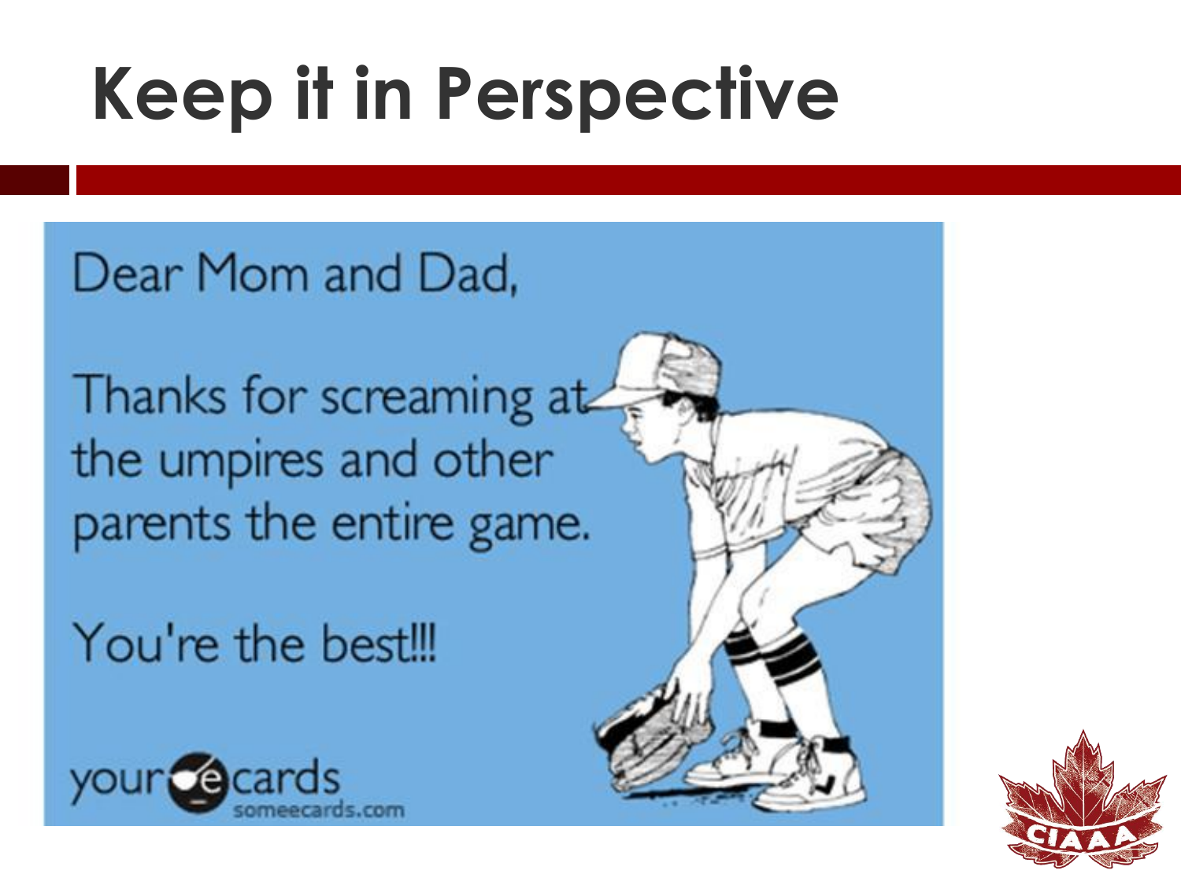# Keep it in Perspective

Dear Mom and Dad,

Thanks for screaming at the umpires and other parents the entire game.

You're the best!!!

your ecards
someecards.com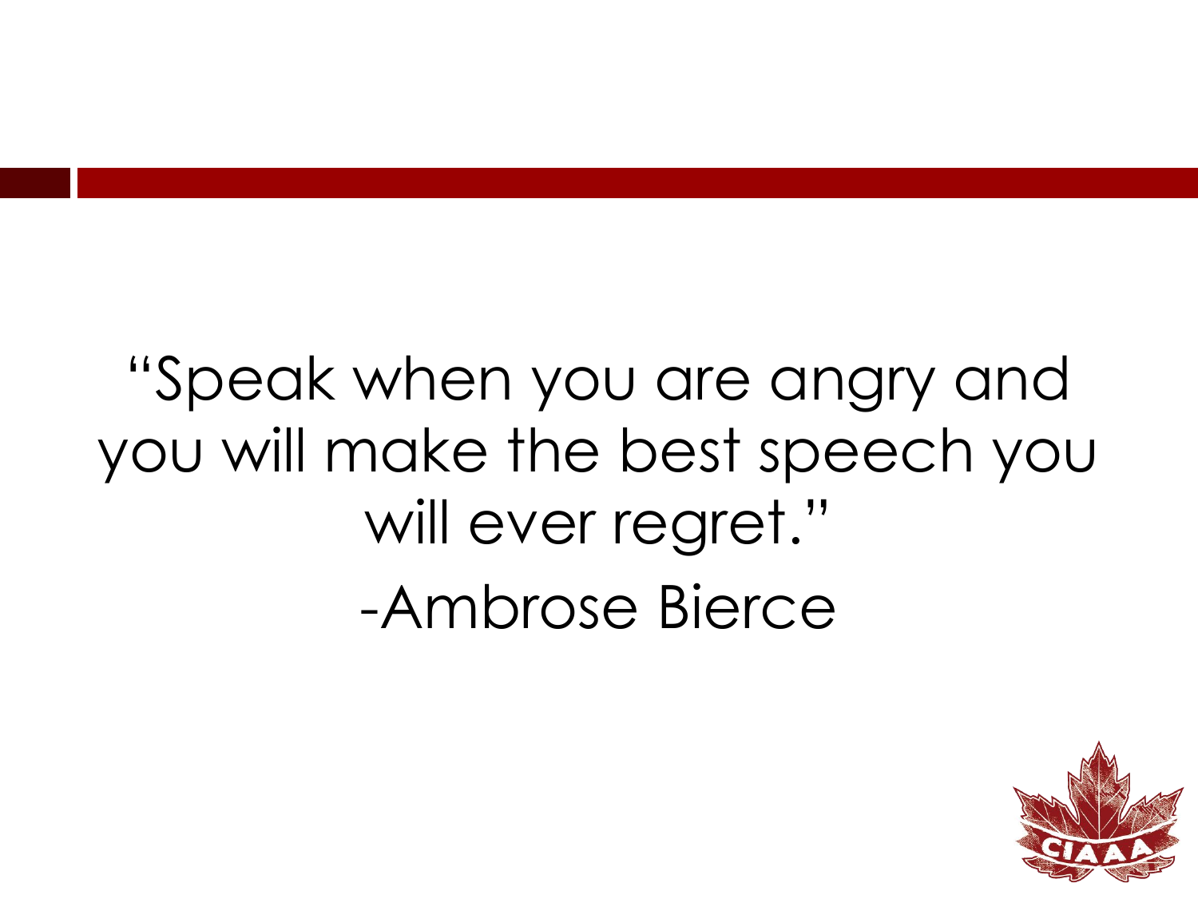"Speak when you are angry and you will make the best speech you will ever regret."

-Ambrose Bierce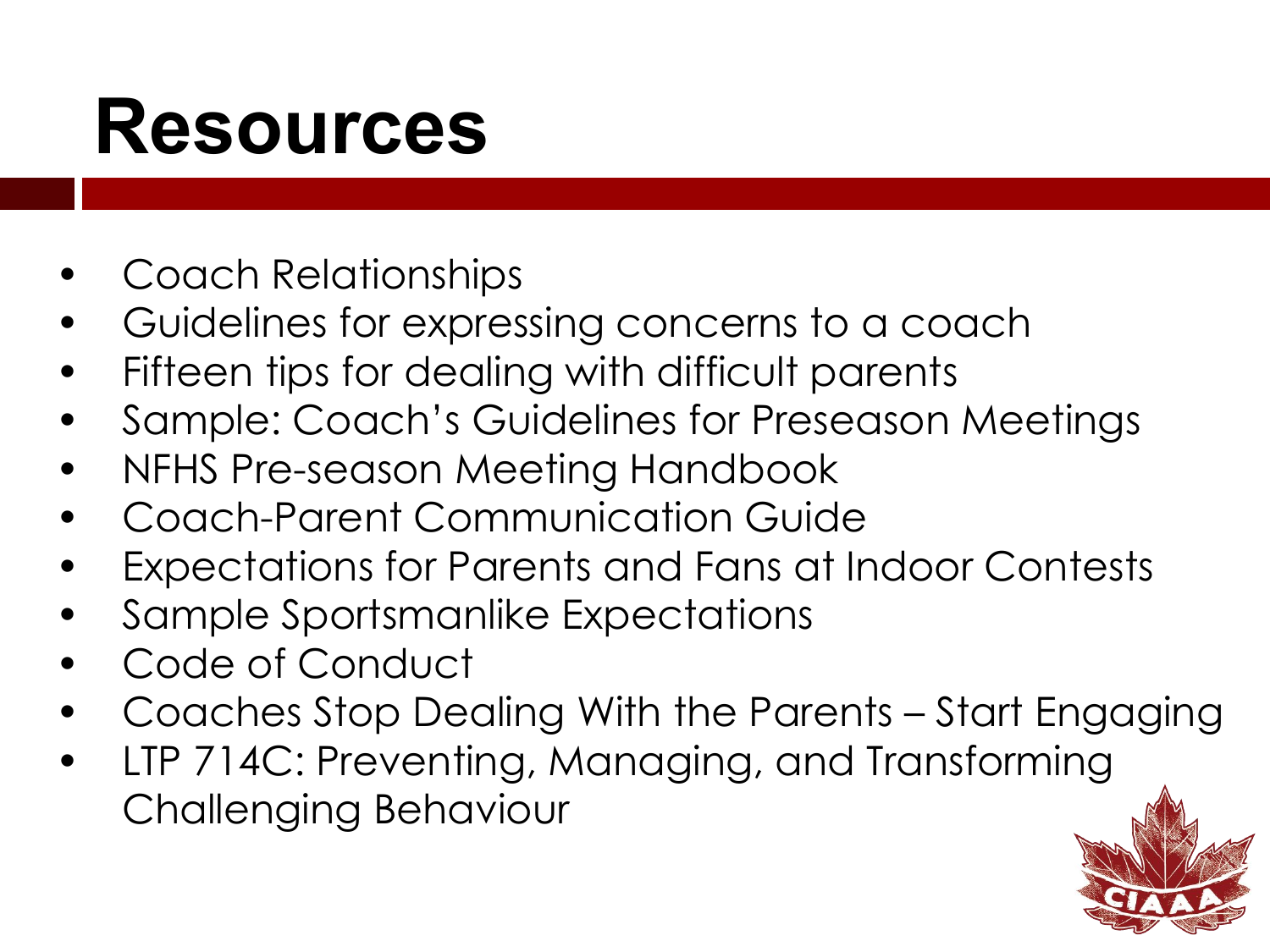# Resources

- Coach Relationships
- Guidelines for expressing concerns to a coach
- Fifteen tips for dealing with difficult parents
- Sample: Coach's Guidelines for Preseason Meetings
- NFHS Pre-season Meeting Handbook
- Coach-Parent Communication Guide
- Expectations for Parents and Fans at Indoor Contests
- Sample Sportsmanlike Expectations
- Code of Conduct
- Coaches Stop Dealing With the Parents – Start Engaging
- LTP 714C: Preventing, Managing, and Transforming Challenging Behaviour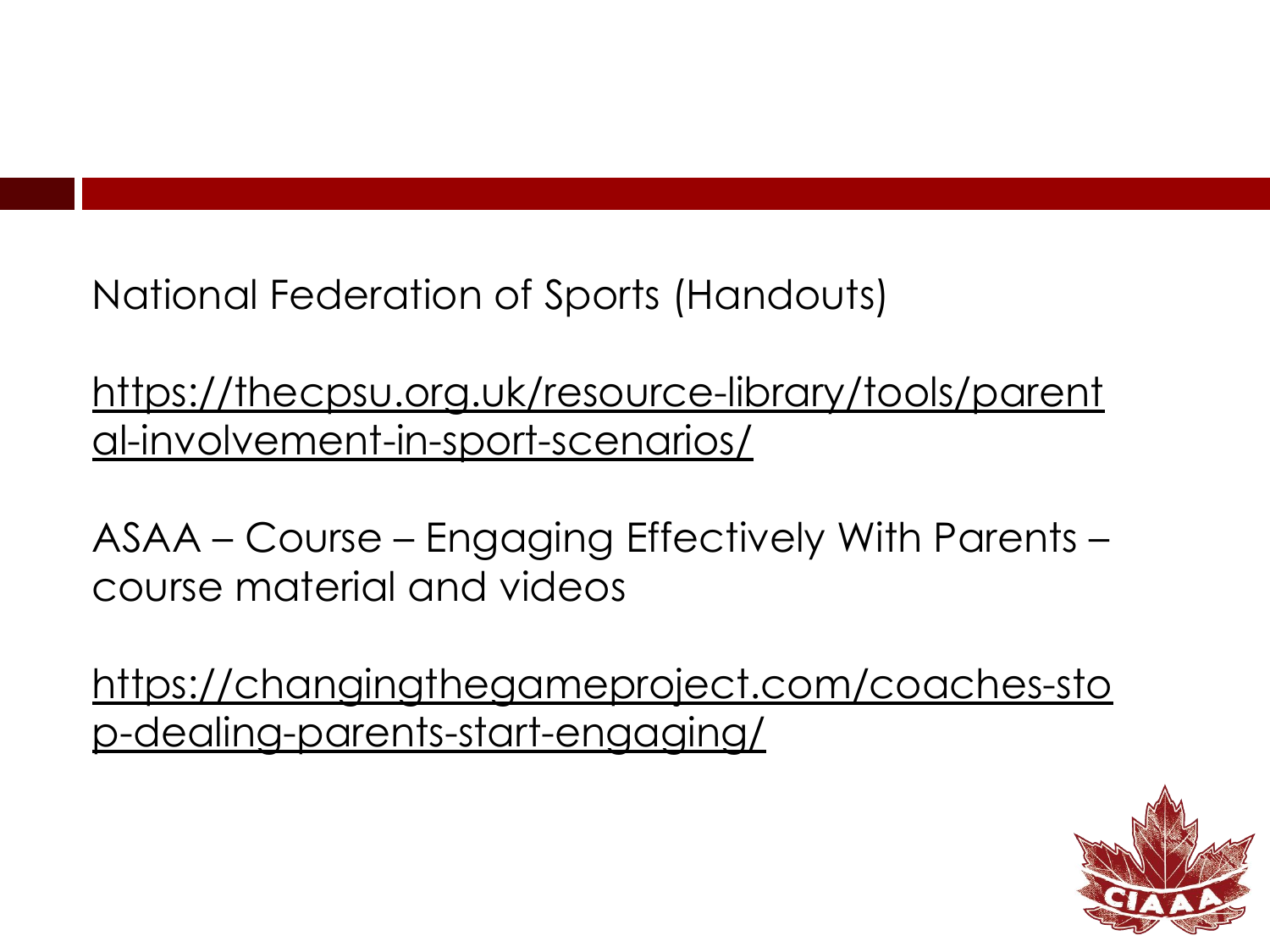National Federation of Sports (Handouts)

https://thecpsu.org.uk/resource-library/tools/parental-involvement-in-sport-scenarios/

ASAA – Course – Engaging Effectively With Parents – course material and videos

https://changingthegameproject.com/coaches-stop-dealing-parents-start-engaging/